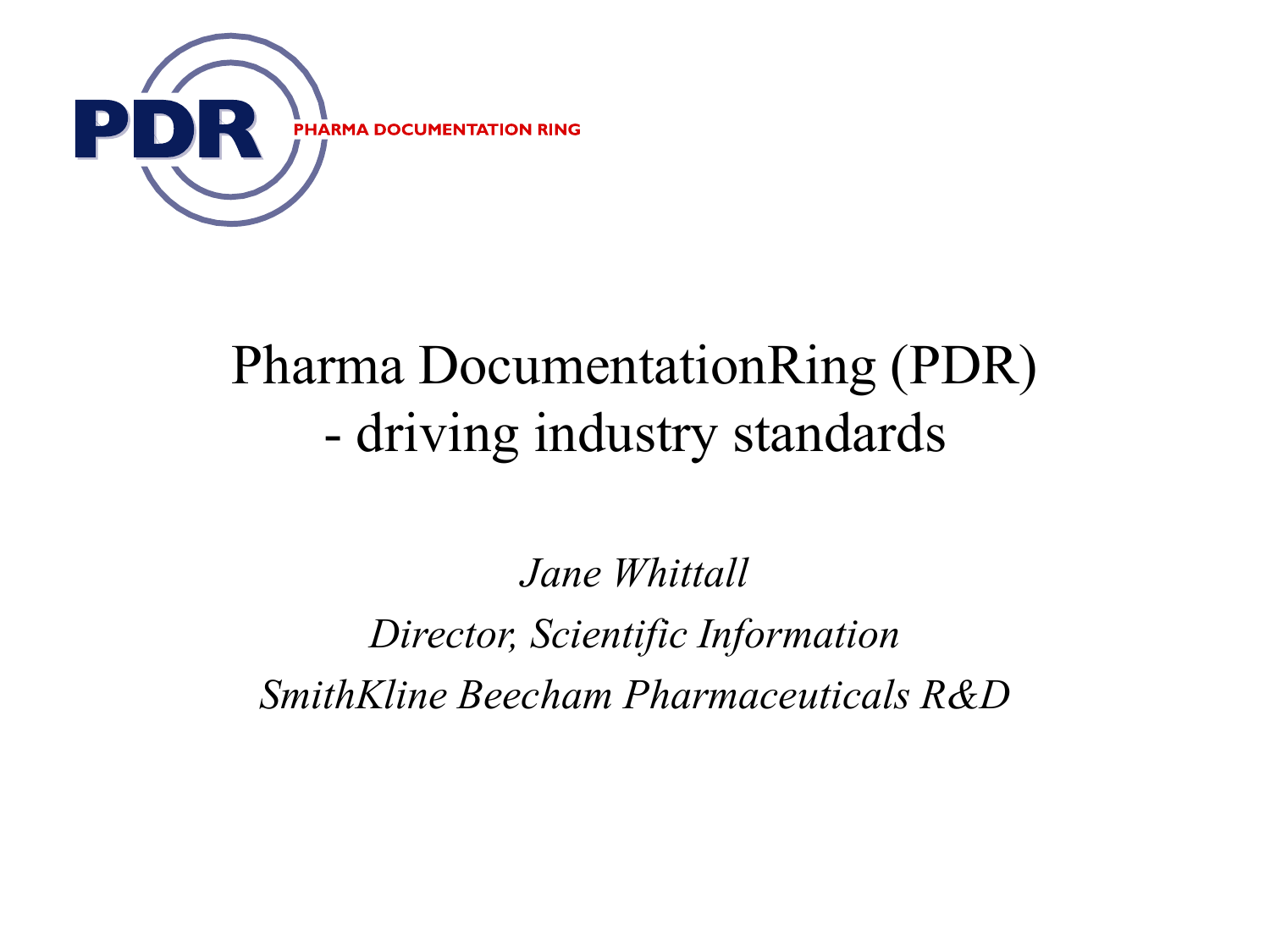PDR PHARMA DOCUMENTATION RING

# Pharma DocumentationRing (PDR) - driving industry standards

*Jane Whittall*

*Director, Scientific Information*

*SmithKline Beecham Pharmaceuticals R&D*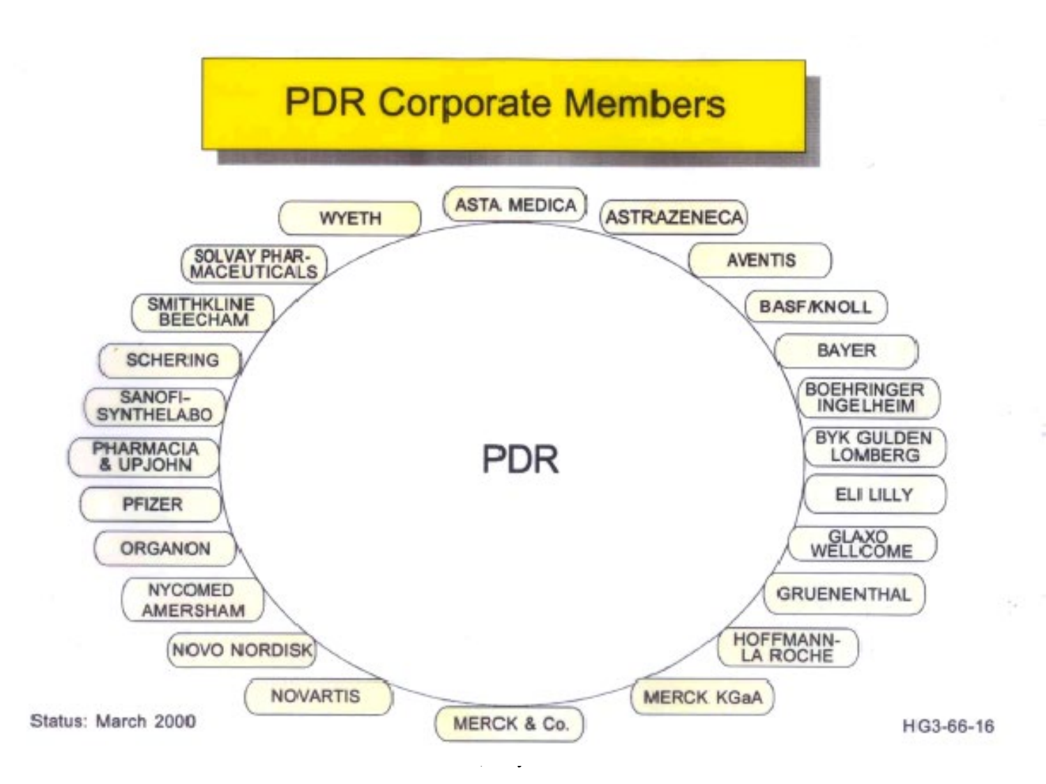# PDR Corporate Members

PDR

- ASTA MEDICA
- ASTRAZENECA
- AVENTIS
- BASF/KNOLL
- BAYER
- BOEHRINGER INGELHEIM
- BYK GULDEN LOMBERG
- ELI LILLY
- GLAXO WELLCOME
- GRUENENTHAL
- HOFFMANN-LA ROCHE
- MERCK KGaA
- MERCK & Co.
- NOVARTIS
- NOVO NORDISK
- NYCOMED AMERSHAM
- ORGANON
- PFIZER
- PHARMACIA & UPJOHN
- SANOFI-SYNTHELABO
- SCHERING
- SMITHKLINE BEECHAM
- SOLVAY PHARMACEUTICALS
- WYETH

Status: March 2000

HG3-66-16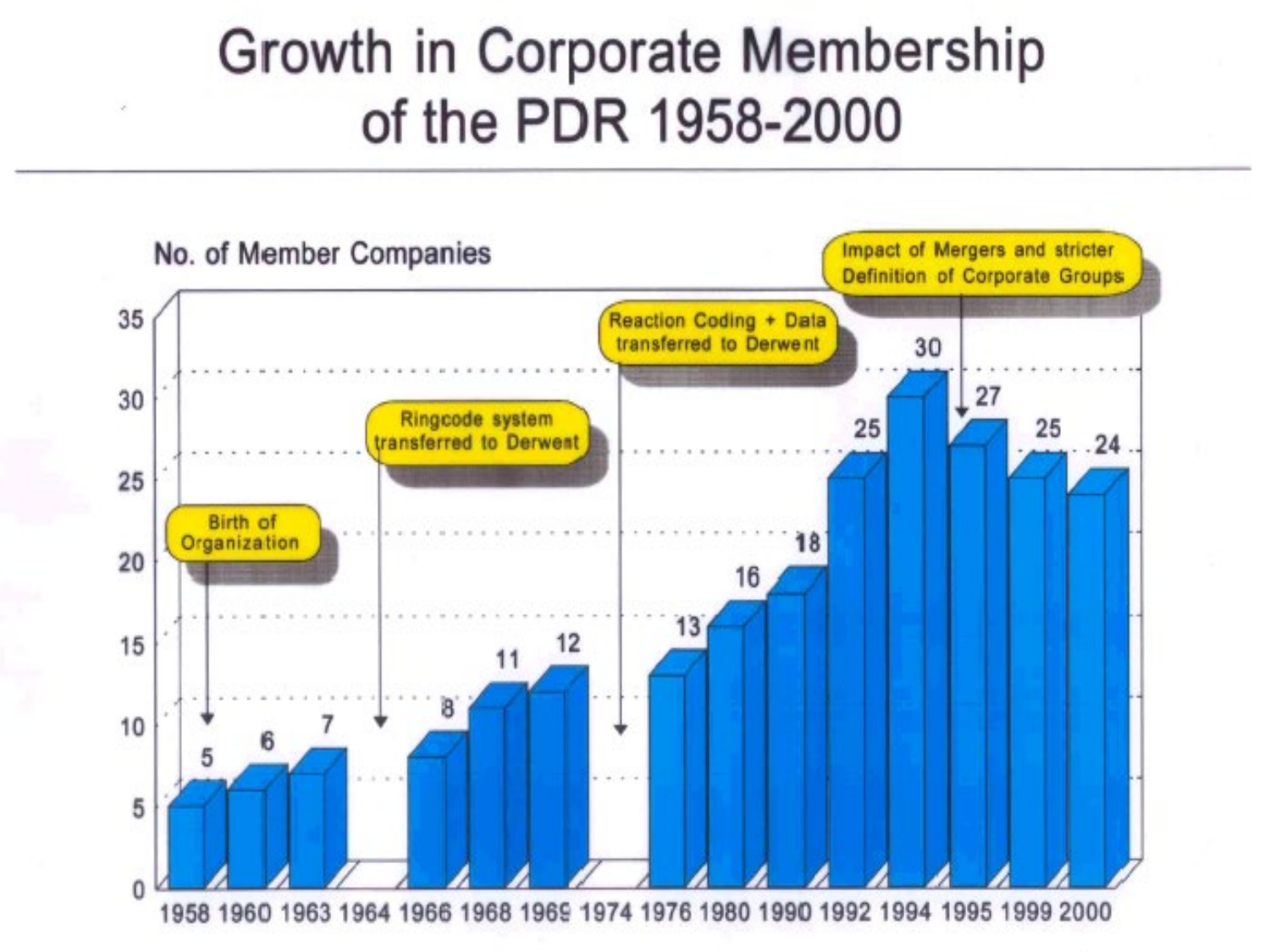# Growth in Corporate Membership of the PDR 1958-2000

No. of Member Companies

| Year | No. of Member Companies |
|---|---|
| 1958 | 5 |
| 1960 | 6 |
| 1963 | 7 |
| 1964 | |
| 1966 | 8 |
| 1968 | 11 |
| 1969 | 12 |
| 1974 | |
| 1976 | 13 |
| 1980 | 16 |
| 1990 | 18 |
| 1992 | 25 |
| 1994 | 30 |
| 1995 | 27 |
| 1999 | 25 |
| 2000 | 24 |

- 1958: Birth of Organization
- 1964: Ringcode system transferred to Derwent
- 1974: Reaction Coding + Data transferred to Derwent
- 1995: Impact of Mergers and stricter Definition of Corporate Groups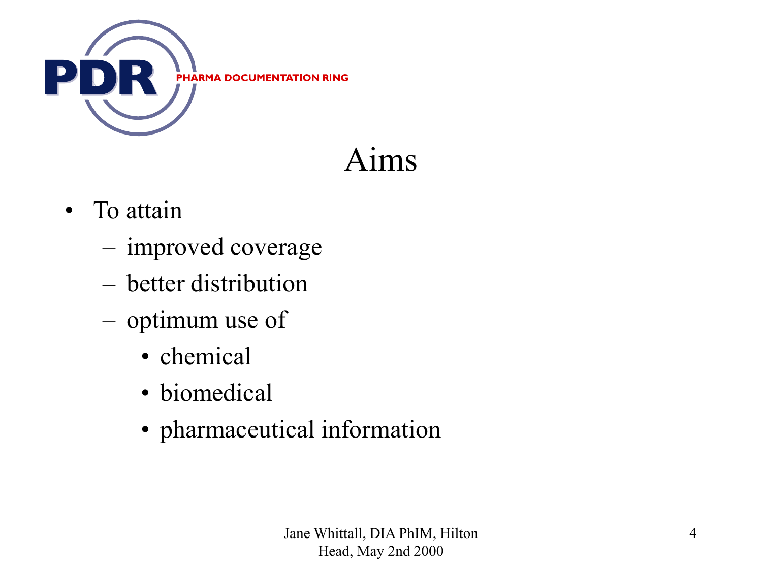PDR PHARMA DOCUMENTATION RING

# Aims

- To attain
  - improved coverage
  - better distribution
  - optimum use of
    - chemical
    - biomedical
    - pharmaceutical information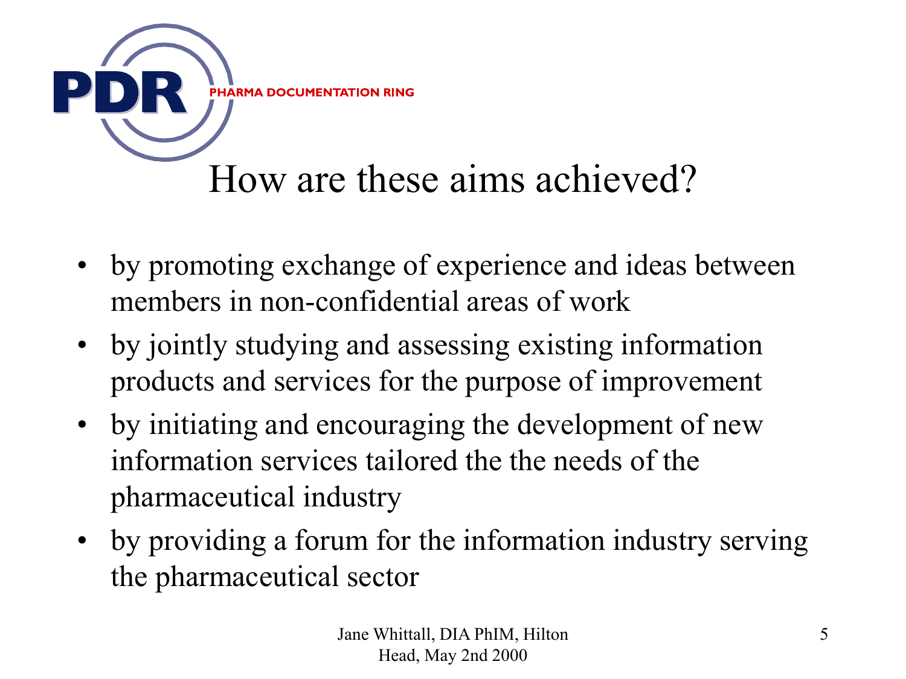PDR PHARMA DOCUMENTATION RING

# How are these aims achieved?

- by promoting exchange of experience and ideas between members in non-confidential areas of work
- by jointly studying and assessing existing information products and services for the purpose of improvement
- by initiating and encouraging the development of new information services tailored the the needs of the pharmaceutical industry
- by providing a forum for the information industry serving the pharmaceutical sector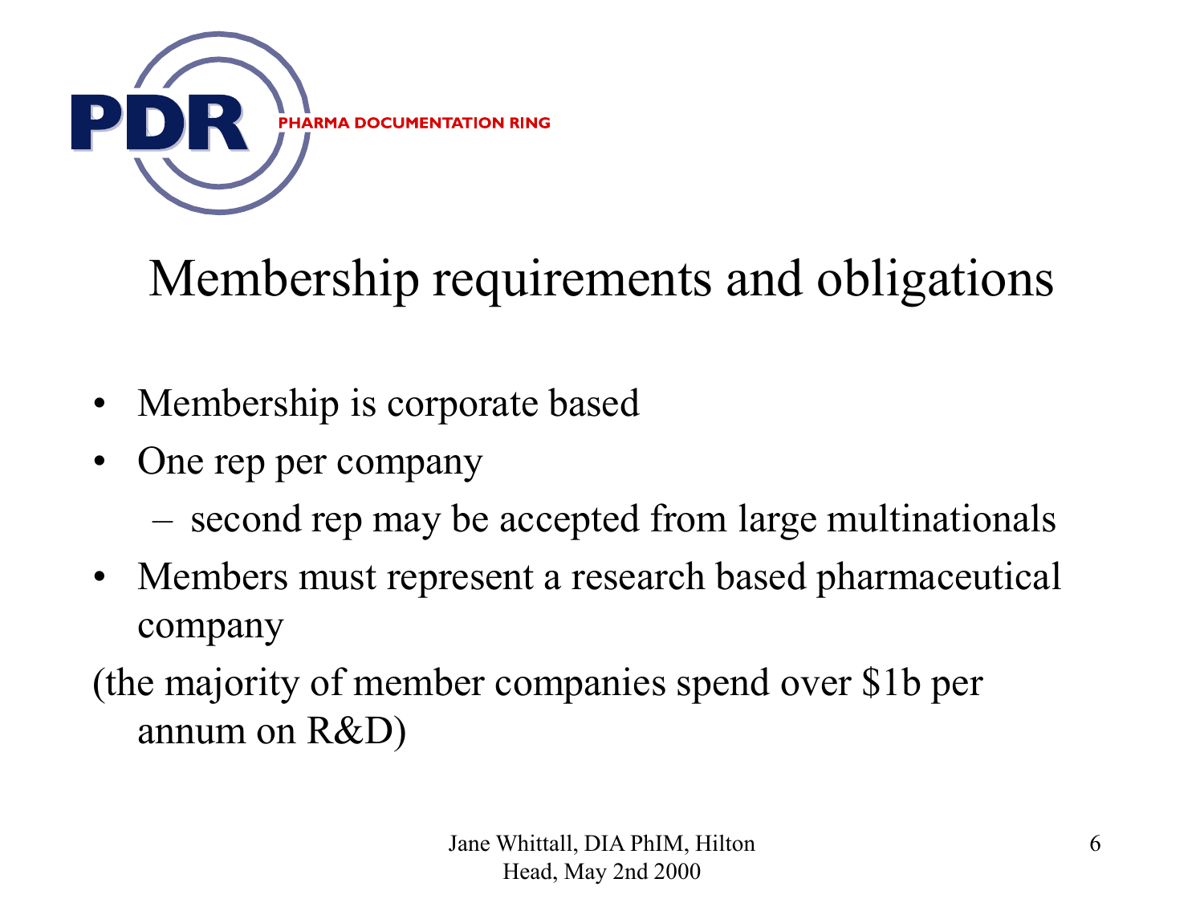# Membership requirements and obligations

- Membership is corporate based
- One rep per company
  - second rep may be accepted from large multinationals
- Members must represent a research based pharmaceutical company

(the majority of member companies spend over $1b per annum on R&D)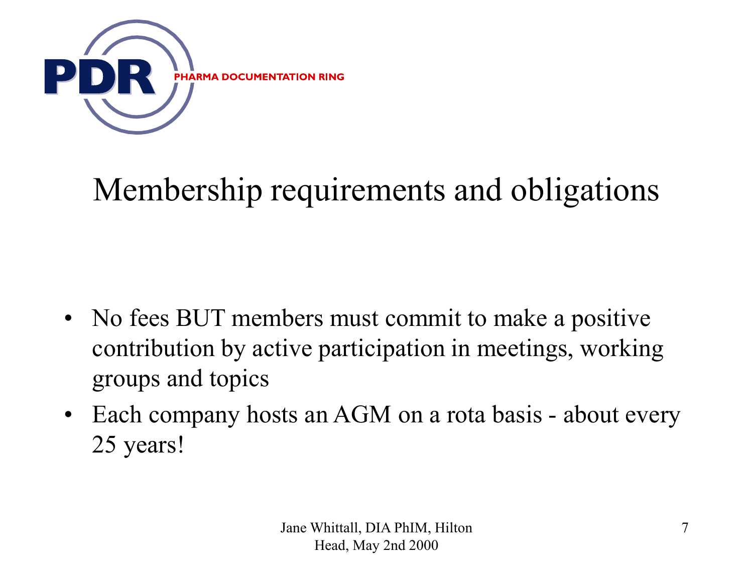# Membership requirements and obligations

- No fees BUT members must commit to make a positive contribution by active participation in meetings, working groups and topics
- Each company hosts an AGM on a rota basis - about every 25 years!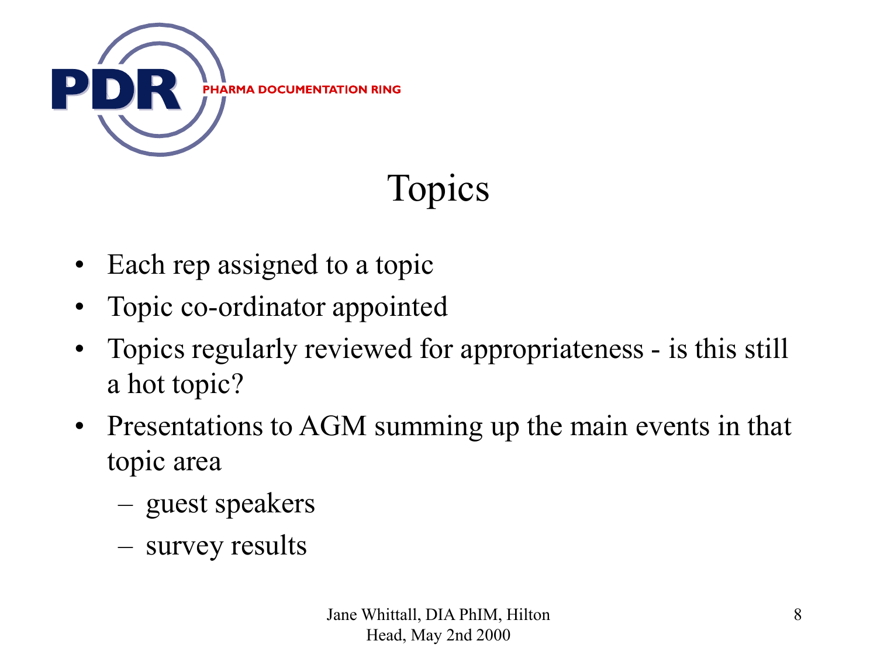# Topics

- Each rep assigned to a topic
- Topic co-ordinator appointed
- Topics regularly reviewed for appropriateness - is this still a hot topic?
- Presentations to AGM summing up the main events in that topic area
  - guest speakers
  - survey results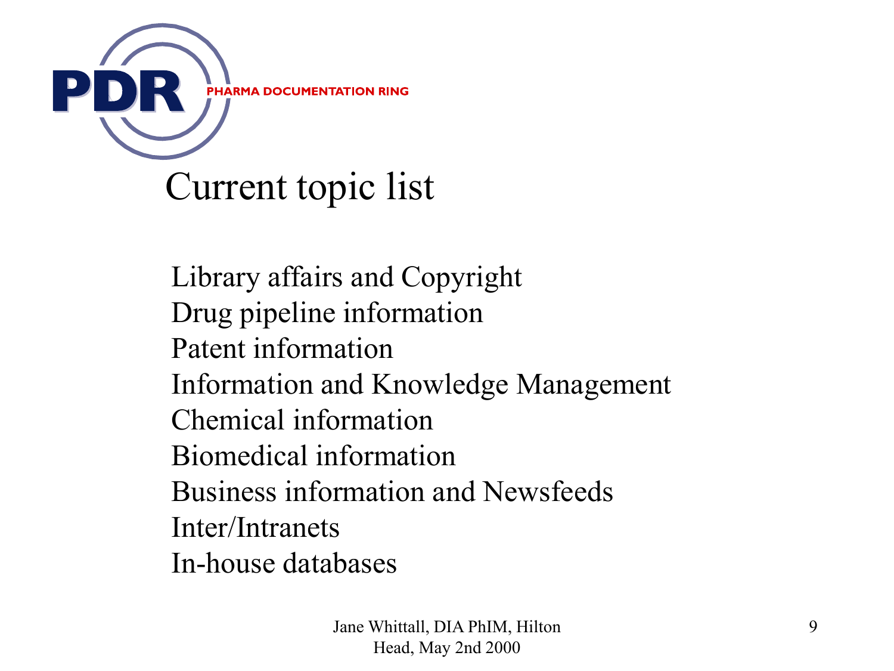PDR PHARMA DOCUMENTATION RING

# Current topic list

Library affairs and Copyright
Drug pipeline information
Patent information
Information and Knowledge Management
Chemical information
Biomedical information
Business information and Newsfeeds
Inter/Intranets
In-house databases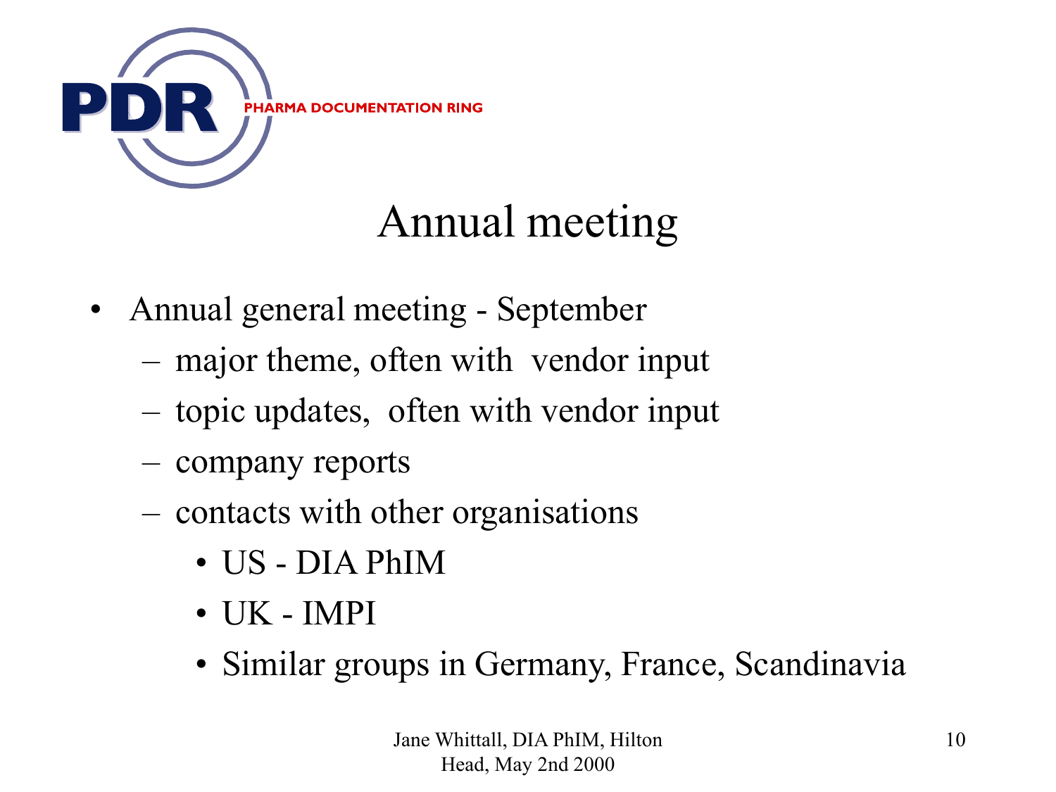PDR PHARMA DOCUMENTATION RING

# Annual meeting

- Annual general meeting - September
  - major theme, often with vendor input
  - topic updates, often with vendor input
  - company reports
  - contacts with other organisations
    - US - DIA PhIM
    - UK - IMPI
    - Similar groups in Germany, France, Scandinavia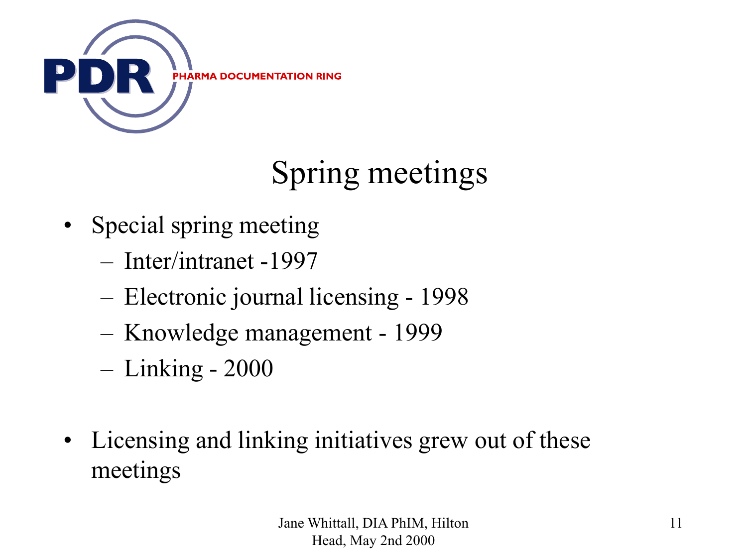# Spring meetings

- Special spring meeting
  - Inter/intranet -1997
  - Electronic journal licensing - 1998
  - Knowledge management - 1999
  - Linking - 2000

- Licensing and linking initiatives grew out of these meetings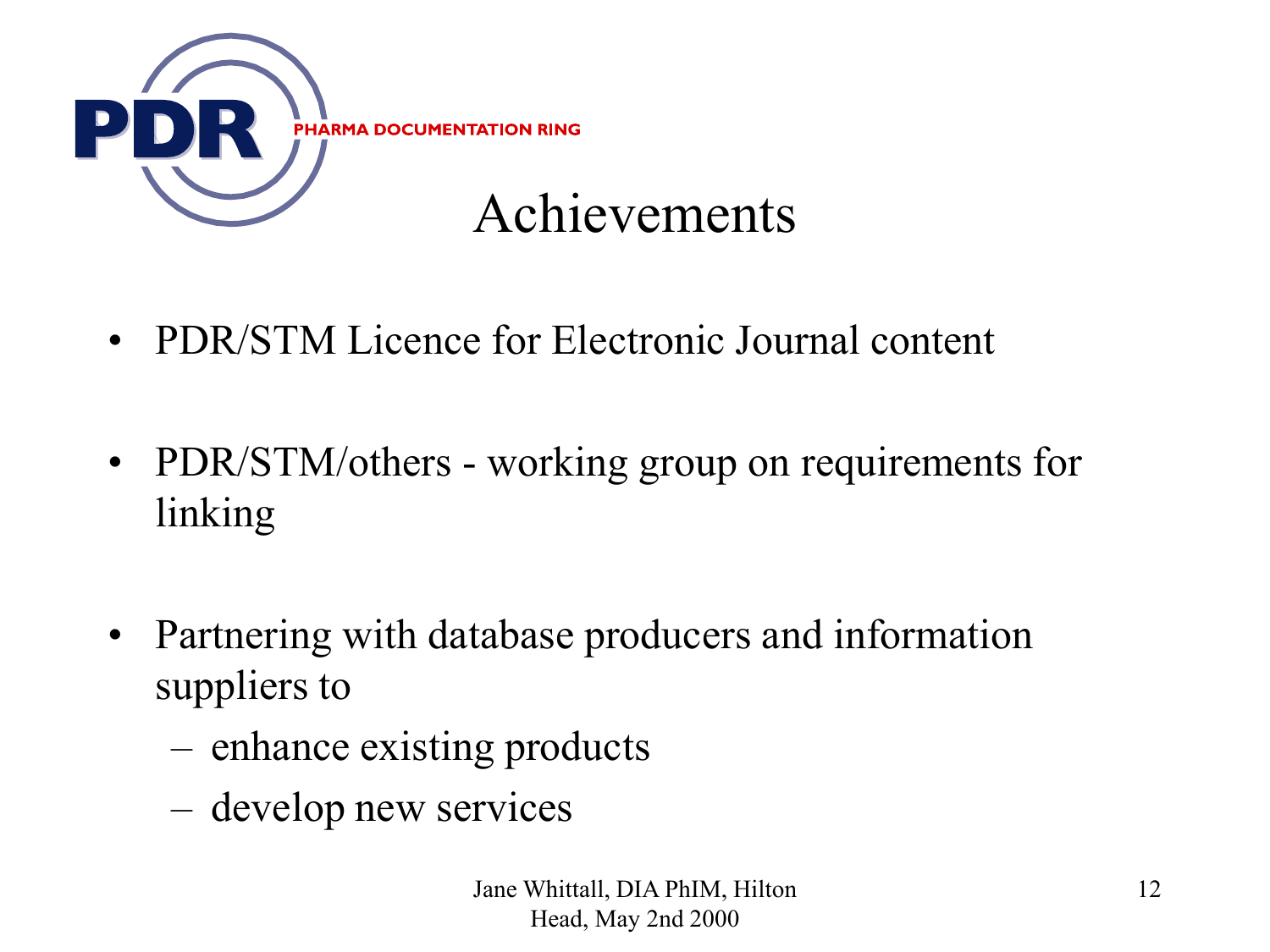PDR PHARMA DOCUMENTATION RING

# Achievements

- PDR/STM Licence for Electronic Journal content
- PDR/STM/others - working group on requirements for linking
- Partnering with database producers and information suppliers to
  - enhance existing products
  - develop new services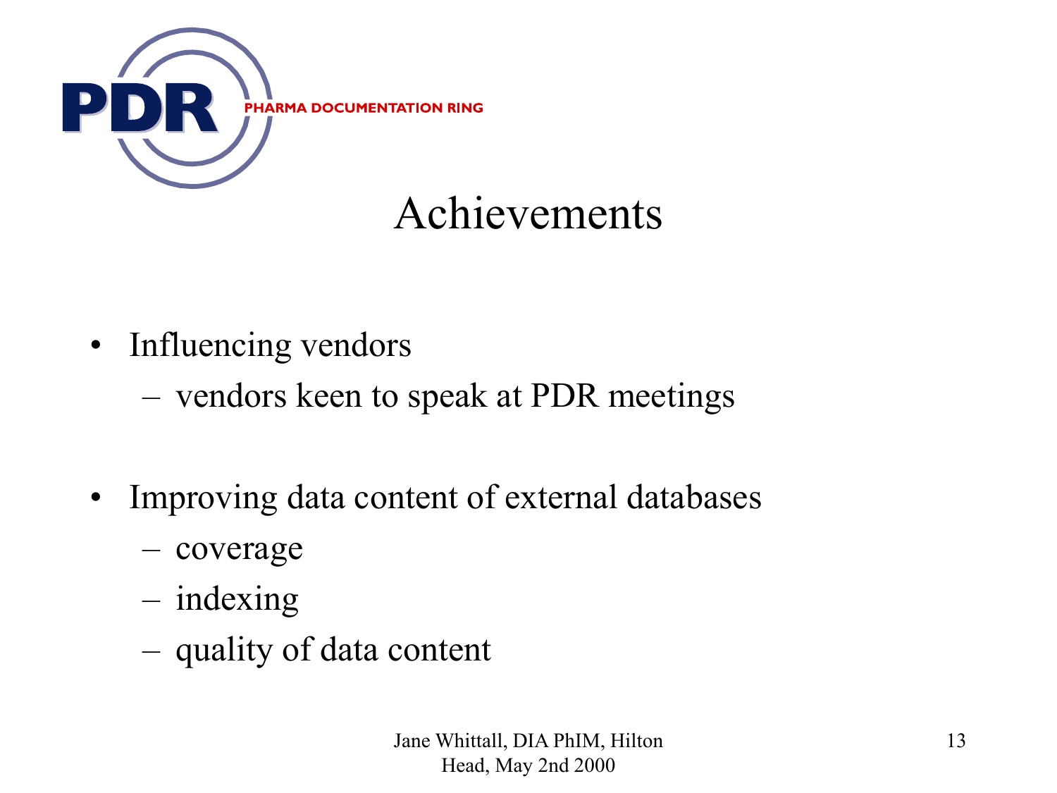# Achievements

- Influencing vendors
  - vendors keen to speak at PDR meetings

- Improving data content of external databases
  - coverage
  - indexing
  - quality of data content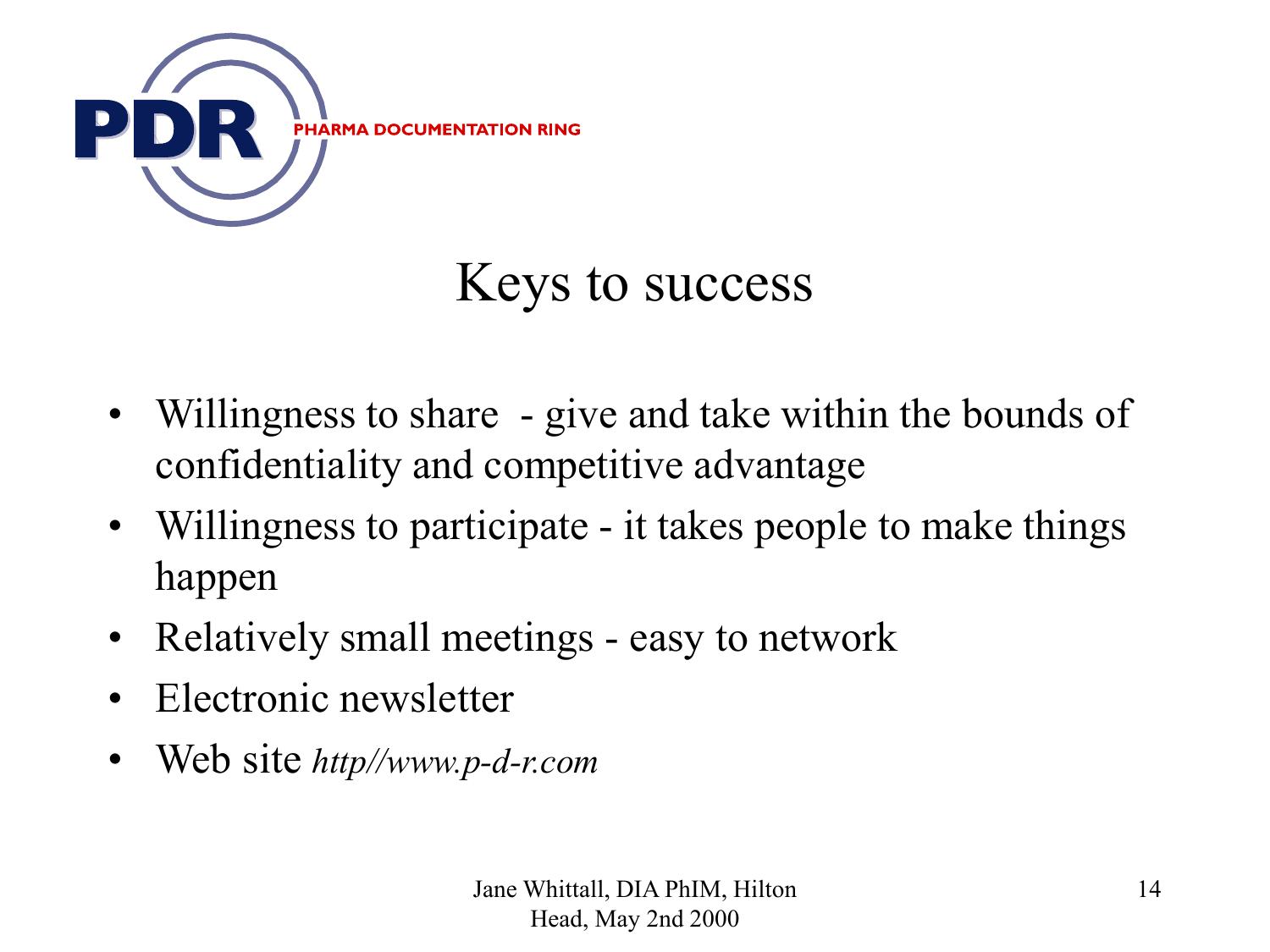PDR PHARMA DOCUMENTATION RING

# Keys to success

- Willingness to share - give and take within the bounds of confidentiality and competitive advantage
- Willingness to participate - it takes people to make things happen
- Relatively small meetings - easy to network
- Electronic newsletter
- Web site *http//www.p-d-r.com*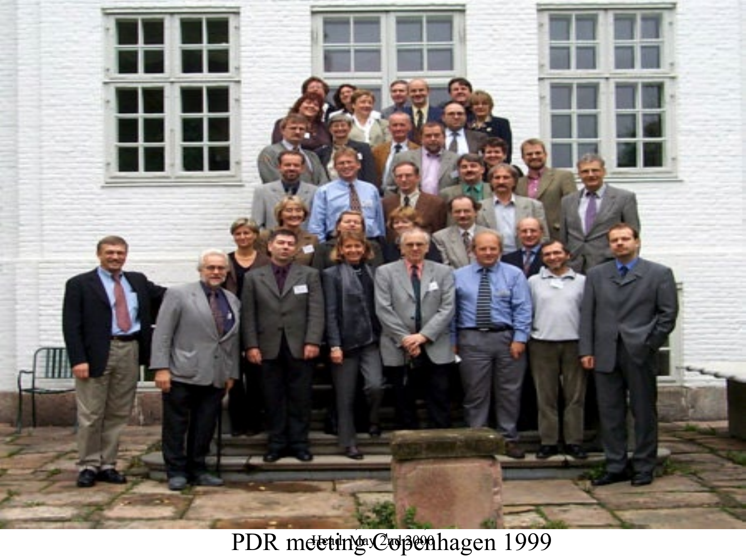PDR meeting Copenhagen 1999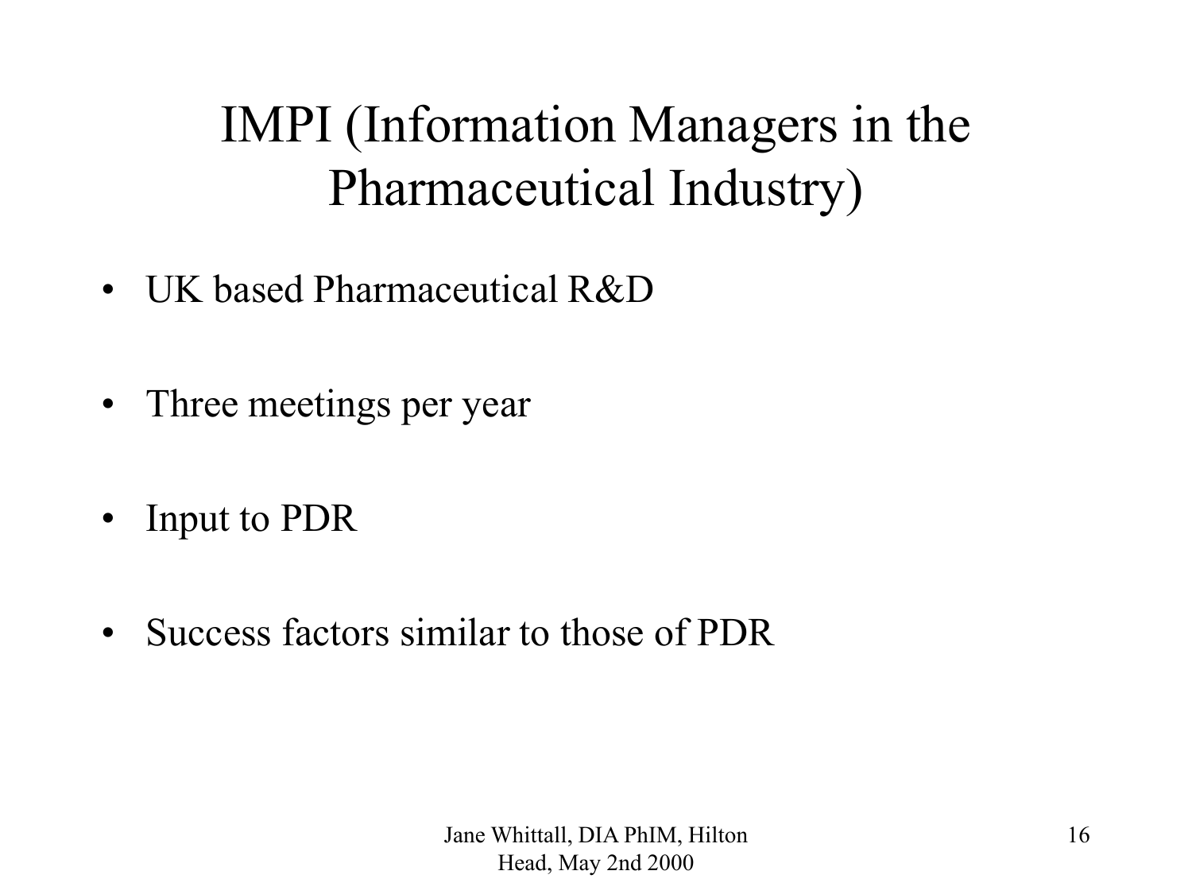# IMPI (Information Managers in the Pharmaceutical Industry)

- UK based Pharmaceutical R&D
- Three meetings per year
- Input to PDR
- Success factors similar to those of PDR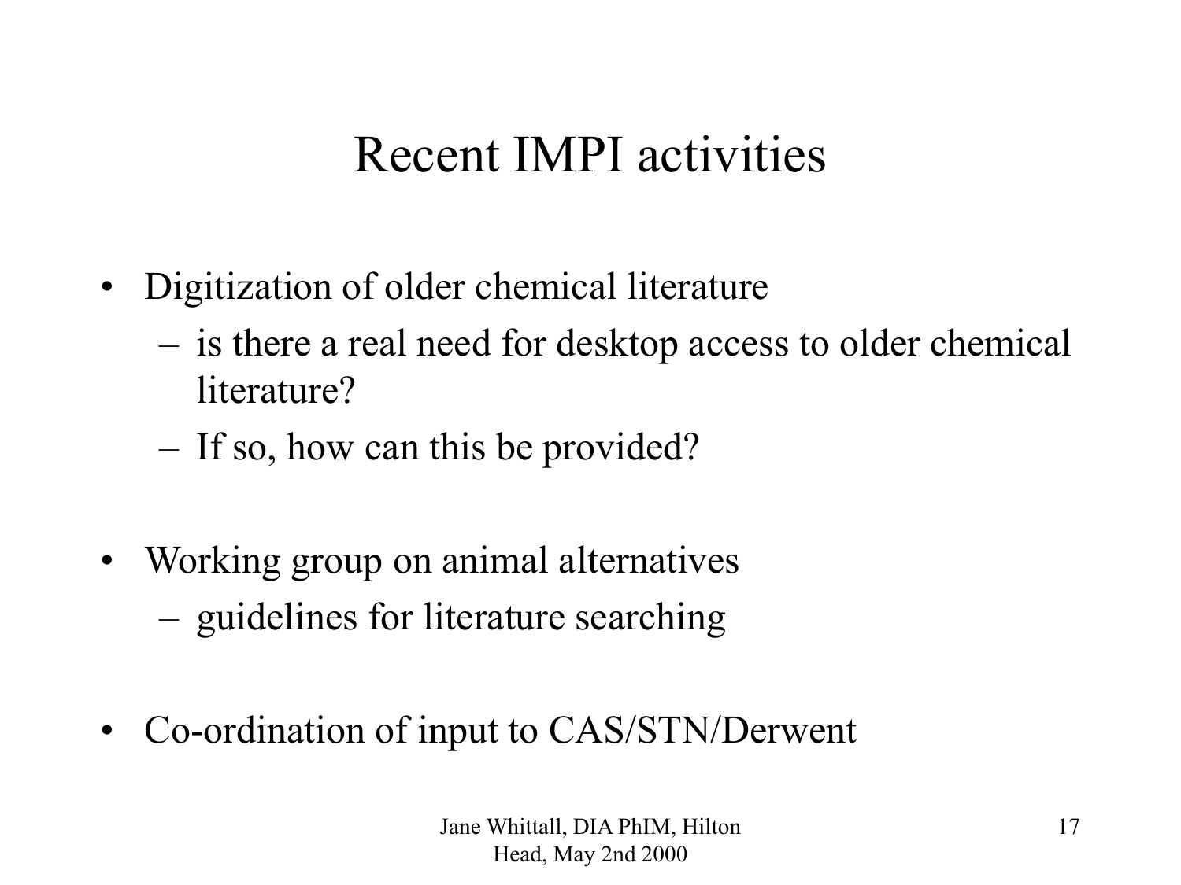# Recent IMPI activities

- Digitization of older chemical literature
  - is there a real need for desktop access to older chemical literature?
  - If so, how can this be provided?
- Working group on animal alternatives
  - guidelines for literature searching
- Co-ordination of input to CAS/STN/Derwent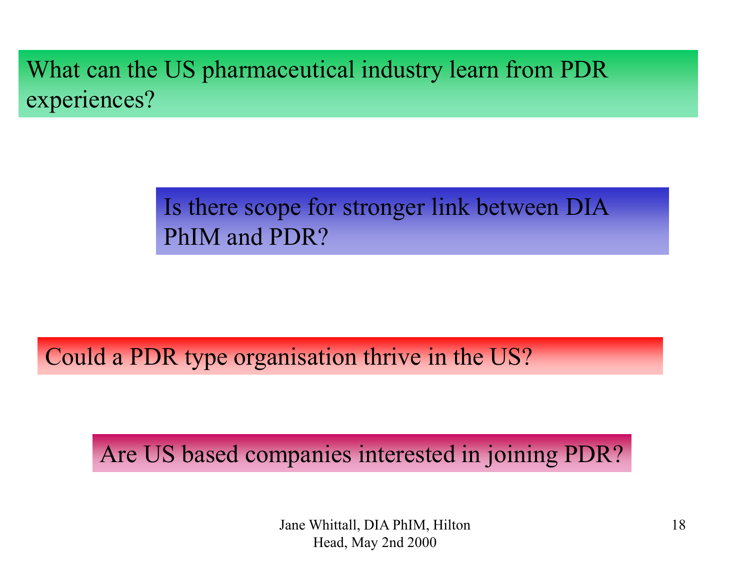What can the US pharmaceutical industry learn from PDR experiences?

Is there scope for stronger link between DIA PhIM and PDR?

Could a PDR type organisation thrive in the US?

Are US based companies interested in joining PDR?